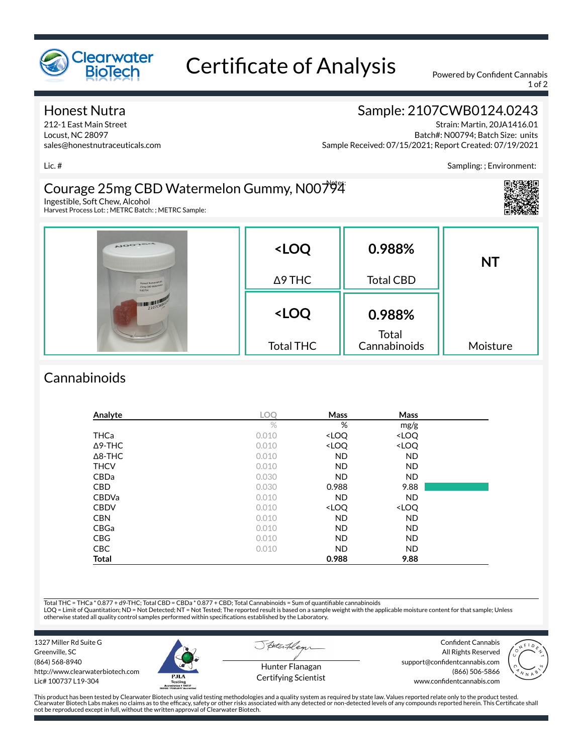# Certificate of Analysis

Powered by Confident Cannabis

## Honest Nutra

212-1 East Main Street
Locust, NC 28097
sales@honestnutraceuticals.com

Lic. #

## Sample: 2107CWB0124.0243

Strain: Martin, 20JA1416.01
Batch#: N00794; Batch Size: units
Sample Received: 07/15/2021; Report Created: 07/19/2021

Sampling: ; Environment:

## Courage 25mg CBD Watermelon Gummy, N00794

Notes:

Ingestible, Soft Chew, Alcohol
Harvest Process Lot: ; METRC Batch: ; METRC Sample:

| <LOQ | 0.988% | NT |
|---|---|---|
| Δ9 THC | Total CBD | |
| <LOQ | 0.988% | |
| Total THC | Total Cannabinoids | Moisture |

## Cannabinoids

| Analyte | LOQ | Mass | Mass |
|---|---|---|---|
| | % | % | mg/g |
| THCa | 0.010 | <LOQ | <LOQ |
| Δ9-THC | 0.010 | <LOQ | <LOQ |
| Δ8-THC | 0.010 | ND | ND |
| THCV | 0.010 | ND | ND |
| CBDa | 0.030 | ND | ND |
| CBD | 0.030 | 0.988 | 9.88 |
| CBDVa | 0.010 | ND | ND |
| CBDV | 0.010 | <LOQ | <LOQ |
| CBN | 0.010 | ND | ND |
| CBGa | 0.010 | ND | ND |
| CBG | 0.010 | ND | ND |
| CBC | 0.010 | ND | ND |
| **Total** | | **0.988** | **9.88** |

Total THC = THCa * 0.877 + d9-THC; Total CBD = CBDa * 0.877 + CBD; Total Cannabinoids = Sum of quantifiable cannabinoids
LOQ = Limit of Quantitation; ND = Not Detected; NT = Not Tested; The reported result is based on a sample weight with the applicable moisture content for that sample; Unless otherwise stated all quality control samples performed within specifications established by the Laboratory.

1327 Miller Rd Suite G
Greenville, SC
(864) 568-8940
http://www.clearwaterbiotech.com
Lic# 100737 L19-304

Hunter Flanagan
Certifying Scientist

Confident Cannabis
All Rights Reserved
support@confidentcannabis.com
(866) 506-5866
www.confidentcannabis.com

This product has been tested by Clearwater Biotech using valid testing methodologies and a quality system as required by state law. Values reported relate only to the product tested. Clearwater Biotech Labs makes no claims as to the efficacy, safety or other risks associated with any detected or non-detected levels of any compounds reported herein. This Certificate shall not be reproduced except in full, without the written approval of Clearwater Biotech.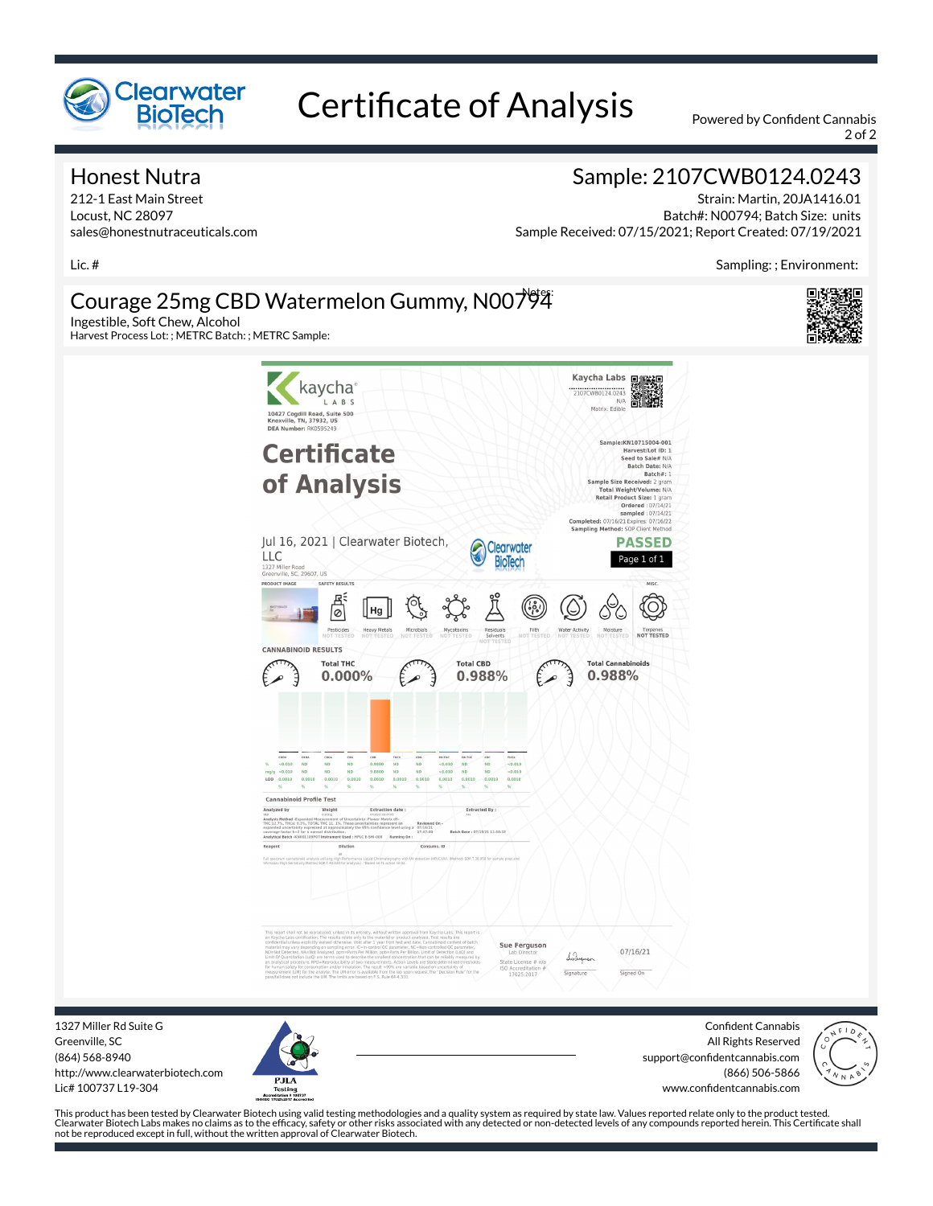# Certificate of Analysis

Powered by Confident Cannabis

## Honest Nutra

212-1 East Main Street
Locust, NC 28097
sales@honestnutraceuticals.com

Lic. #

## Sample: 2107CWB0124.0243

Strain: Martin, 20JA1416.01
Batch#: N00794; Batch Size: units
Sample Received: 07/15/2021; Report Created: 07/19/2021

Sampling: ; Environment:

## Courage 25mg CBD Watermelon Gummy, N00794

Notes:

Ingestible, Soft Chew, Alcohol
Harvest Process Lot: ; METRC Batch: ; METRC Sample:

kaycha LABS
10427 Cogdill Road, Suite 500
Knoxville, TN, 37932, US
DEA Number: RK0595249

Kaycha Labs
2107CWB0124.0243
N/A
Matrix: Edible

### Certificate of Analysis

Sample: KN10715004-001
Harvest/Lot ID: 1
Seed to Sale# N/A
Batch Date: N/A
Batch#: 1
Sample Size Received: 2 gram
Total Weight/Volume: N/A
Retail Product Size: 1 gram
Ordered: 07/14/21
sampled: 07/14/21
Completed: 07/16/21 Expires: 07/16/22
Sampling Method: SOP Client Method

Jul 16, 2021 | Clearwater Biotech, LLC
1327 Miller Road
Greenville, SC, 29607, US

PASSED

Page 1 of 1

PRODUCT IMAGE | SAFETY RESULTS | MISC.

Pesticides NOT TESTED | Heavy Metals NOT TESTED | Microbials NOT TESTED | Mycotoxins NOT TESTED | Residuals Solvents NOT TESTED | Filth NOT TESTED | Water Activity NOT TESTED | Moisture NOT TESTED | Terpenes NOT TESTED

CANNABINOID RESULTS

Total THC 0.000% | Total CBD 0.988% | Total Cannabinoids 0.988%

| | CBDV | CBDA | CBGA | CBG | CBD | THCV | CBN | D9-THC | D8-THC | CBC | THCA |
|---|---|---|---|---|---|---|---|---|---|---|---|
| % | <0.010 | ND | ND | ND | 0.9880 | ND | ND | <0.010 | ND | ND | <0.010 |
| mg/g | <0.010 | ND | ND | ND | 9.8800 | ND | ND | <0.010 | ND | ND | <0.010 |
| LOD | 0.0010 | 0.0010 | 0.0010 | 0.0010 | 0.0010 | 0.0010 | 0.0010 | 0.0010 | 0.0010 | 0.0010 | 0.0010 |
| | % | % | % | % | % | % | % | % | % | % | % |

Cannabinoid Profile Test

Sue Ferguson
Lab Director
State License # n/a
ISO Accreditation # 17025:2017

Signature | Signed On 07/16/21

1327 Miller Rd Suite G
Greenville, SC
(864) 568-8940
http://www.clearwaterbiotech.com
Lic# 100737 L19-304

Confident Cannabis
All Rights Reserved
support@confidentcannabis.com
(866) 506-5866
www.confidentcannabis.com

This product has been tested by Clearwater Biotech using valid testing methodologies and a quality system as required by state law. Values reported relate only to the product tested. Clearwater Biotech Labs makes no claims as to the efficacy, safety or other risks associated with any detected or non-detected levels of any compounds reported herein. This Certificate shall not be reproduced except in full, without the written approval of Clearwater Biotech.